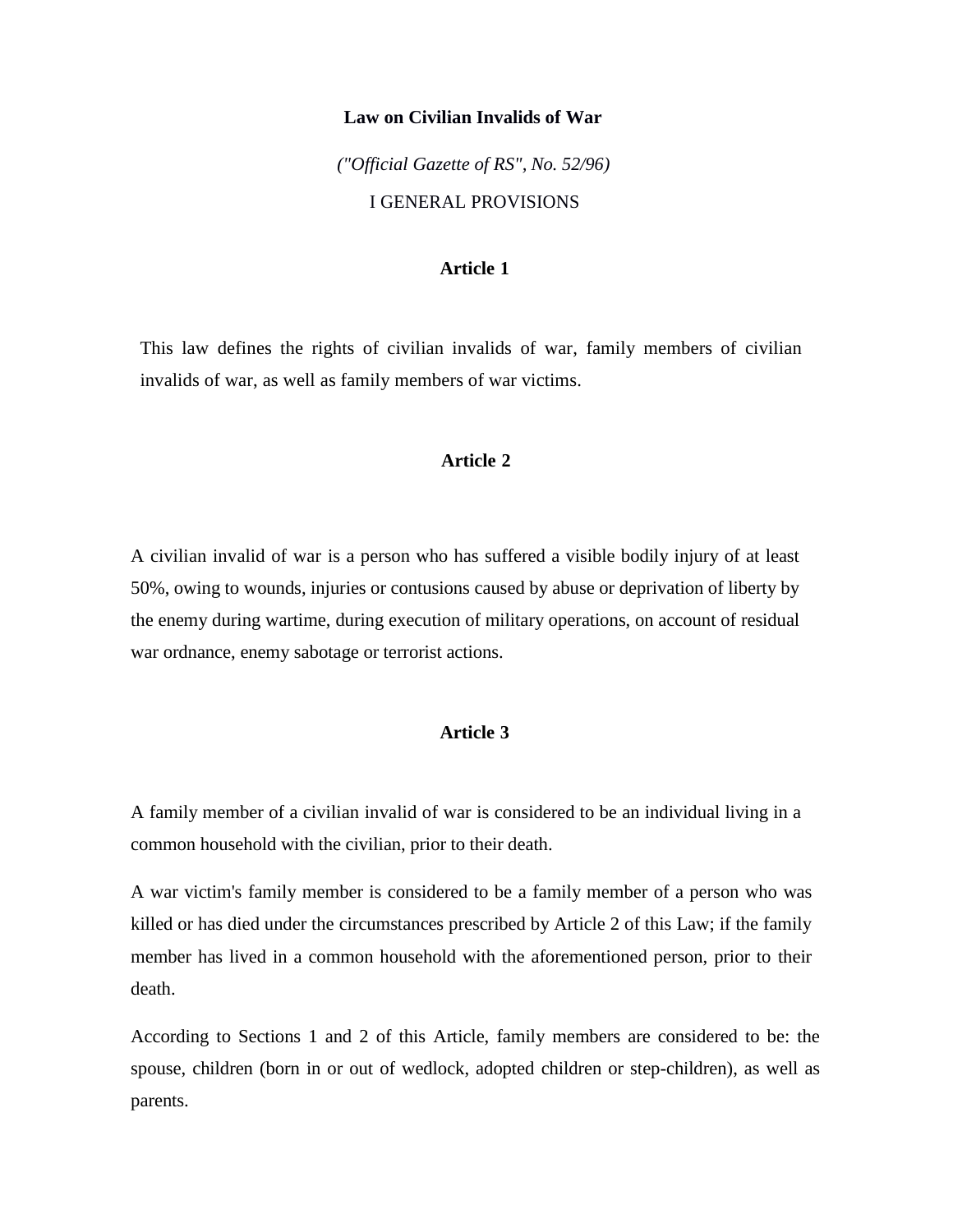# Law on Civilian Invalids of War

*("Official Gazette of RS", No. 52/96)*

## I GENERAL PROVISIONS

### Article 1

This law defines the rights of civilian invalids of war, family members of civilian invalids of war, as well as family members of war victims.

### Article 2

A civilian invalid of war is a person who has suffered a visible bodily injury of at least 50%, owing to wounds, injuries or contusions caused by abuse or deprivation of liberty by the enemy during wartime, during execution of military operations, on account of residual war ordnance, enemy sabotage or terrorist actions.

### Article 3

A family member of a civilian invalid of war is considered to be an individual living in a common household with the civilian, prior to their death.

A war victim's family member is considered to be a family member of a person who was killed or has died under the circumstances prescribed by Article 2 of this Law; if the family member has lived in a common household with the aforementioned person, prior to their death.

According to Sections 1 and 2 of this Article, family members are considered to be: the spouse, children (born in or out of wedlock, adopted children or step-children), as well as parents.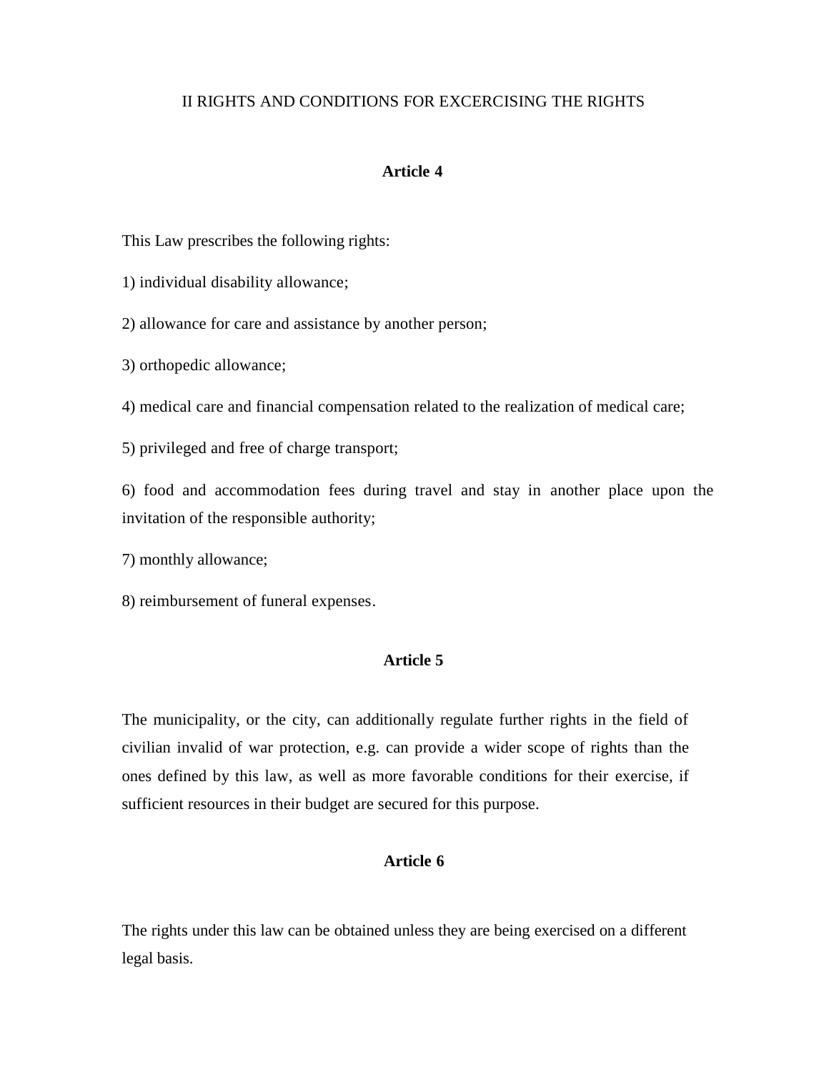## II RIGHTS AND CONDITIONS FOR EXCERCISING THE RIGHTS

### Article 4

This Law prescribes the following rights:

1) individual disability allowance;

2) allowance for care and assistance by another person;

3) orthopedic allowance;

4) medical care and financial compensation related to the realization of medical care;

5) privileged and free of charge transport;

6) food and accommodation fees during travel and stay in another place upon the invitation of the responsible authority;

7) monthly allowance;

8) reimbursement of funeral expenses.

### Article 5

The municipality, or the city, can additionally regulate further rights in the field of civilian invalid of war protection, e.g. can provide a wider scope of rights than the ones defined by this law, as well as more favorable conditions for their exercise, if sufficient resources in their budget are secured for this purpose.

### Article 6

The rights under this law can be obtained unless they are being exercised on a different legal basis.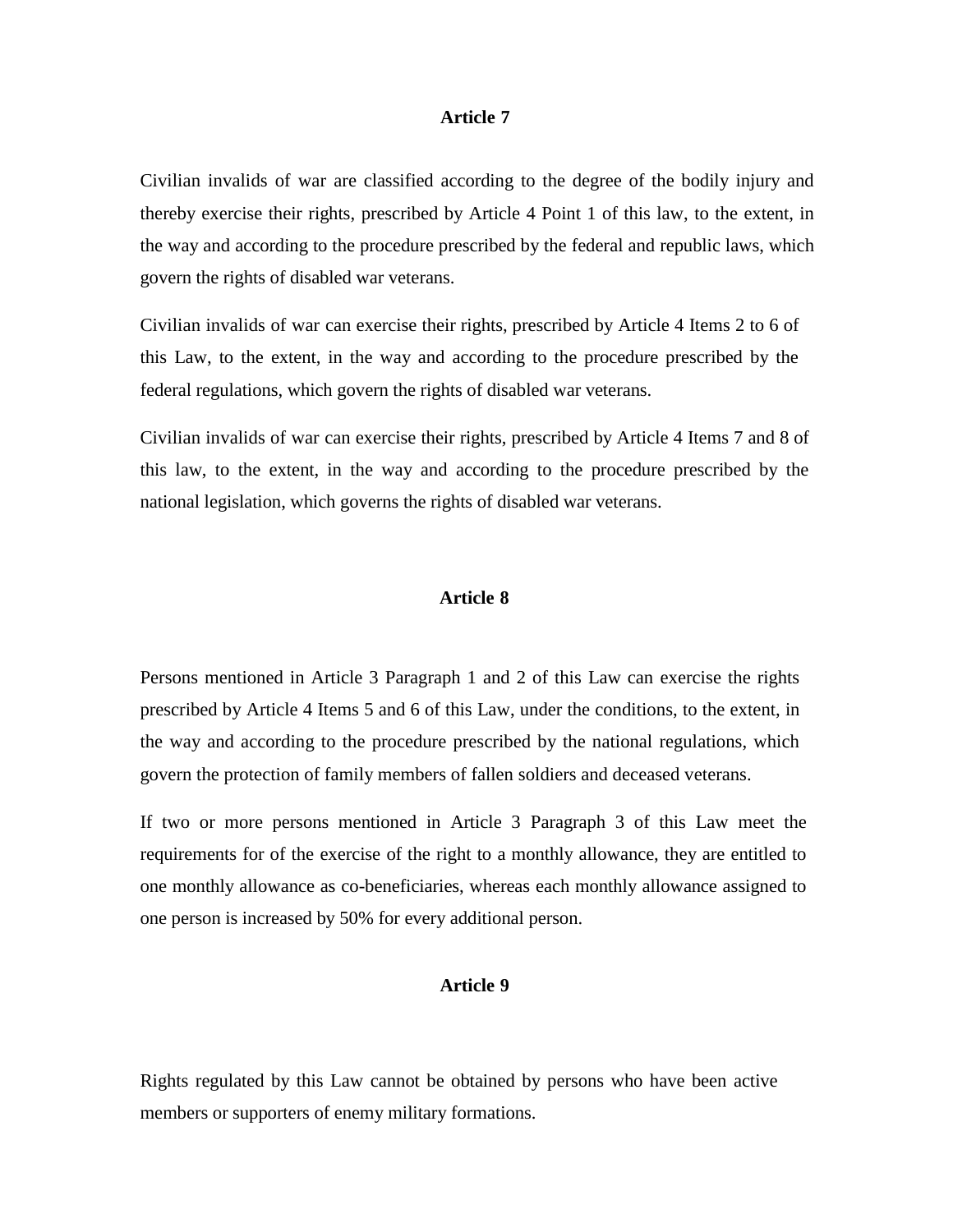## Article 7

Civilian invalids of war are classified according to the degree of the bodily injury and thereby exercise their rights, prescribed by Article 4 Point 1 of this law, to the extent, in the way and according to the procedure prescribed by the federal and republic laws, which govern the rights of disabled war veterans.

Civilian invalids of war can exercise their rights, prescribed by Article 4 Items 2 to 6 of this Law, to the extent, in the way and according to the procedure prescribed by the federal regulations, which govern the rights of disabled war veterans.

Civilian invalids of war can exercise their rights, prescribed by Article 4 Items 7 and 8 of this law, to the extent, in the way and according to the procedure prescribed by the national legislation, which governs the rights of disabled war veterans.

## Article 8

Persons mentioned in Article 3 Paragraph 1 and 2 of this Law can exercise the rights prescribed by Article 4 Items 5 and 6 of this Law, under the conditions, to the extent, in the way and according to the procedure prescribed by the national regulations, which govern the protection of family members of fallen soldiers and deceased veterans.

If two or more persons mentioned in Article 3 Paragraph 3 of this Law meet the requirements for of the exercise of the right to a monthly allowance, they are entitled to one monthly allowance as co-beneficiaries, whereas each monthly allowance assigned to one person is increased by 50% for every additional person.

## Article 9

Rights regulated by this Law cannot be obtained by persons who have been active members or supporters of enemy military formations.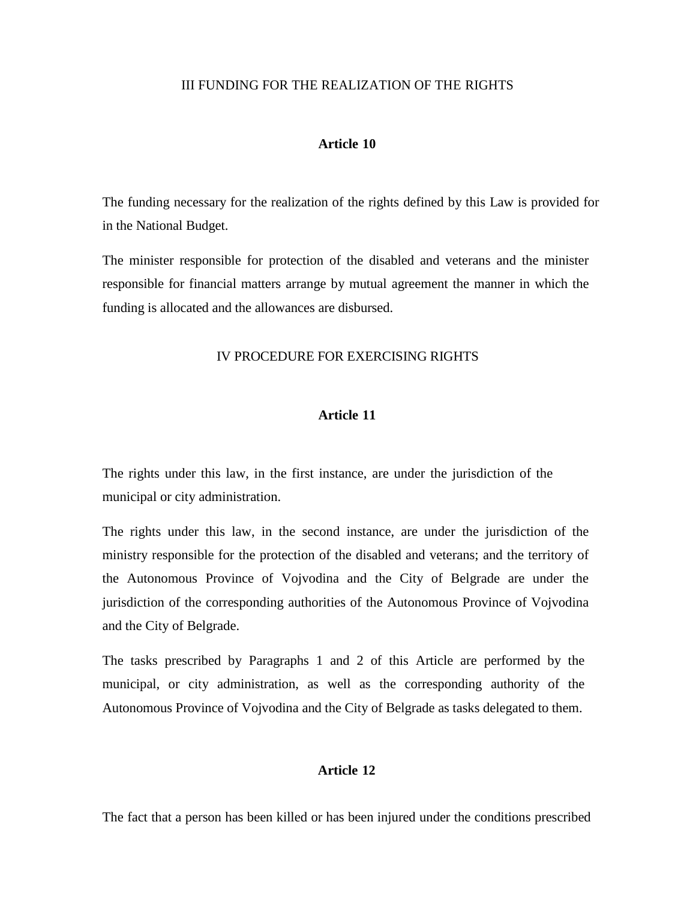## III FUNDING FOR THE REALIZATION OF THE RIGHTS

### Article 10

The funding necessary for the realization of the rights defined by this Law is provided for in the National Budget.

The minister responsible for protection of the disabled and veterans and the minister responsible for financial matters arrange by mutual agreement the manner in which the funding is allocated and the allowances are disbursed.

## IV PROCEDURE FOR EXERCISING RIGHTS

### Article 11

The rights under this law, in the first instance, are under the jurisdiction of the municipal or city administration.

The rights under this law, in the second instance, are under the jurisdiction of the ministry responsible for the protection of the disabled and veterans; and the territory of the Autonomous Province of Vojvodina and the City of Belgrade are under the jurisdiction of the corresponding authorities of the Autonomous Province of Vojvodina and the City of Belgrade.

The tasks prescribed by Paragraphs 1 and 2 of this Article are performed by the municipal, or city administration, as well as the corresponding authority of the Autonomous Province of Vojvodina and the City of Belgrade as tasks delegated to them.

### Article 12

The fact that a person has been killed or has been injured under the conditions prescribed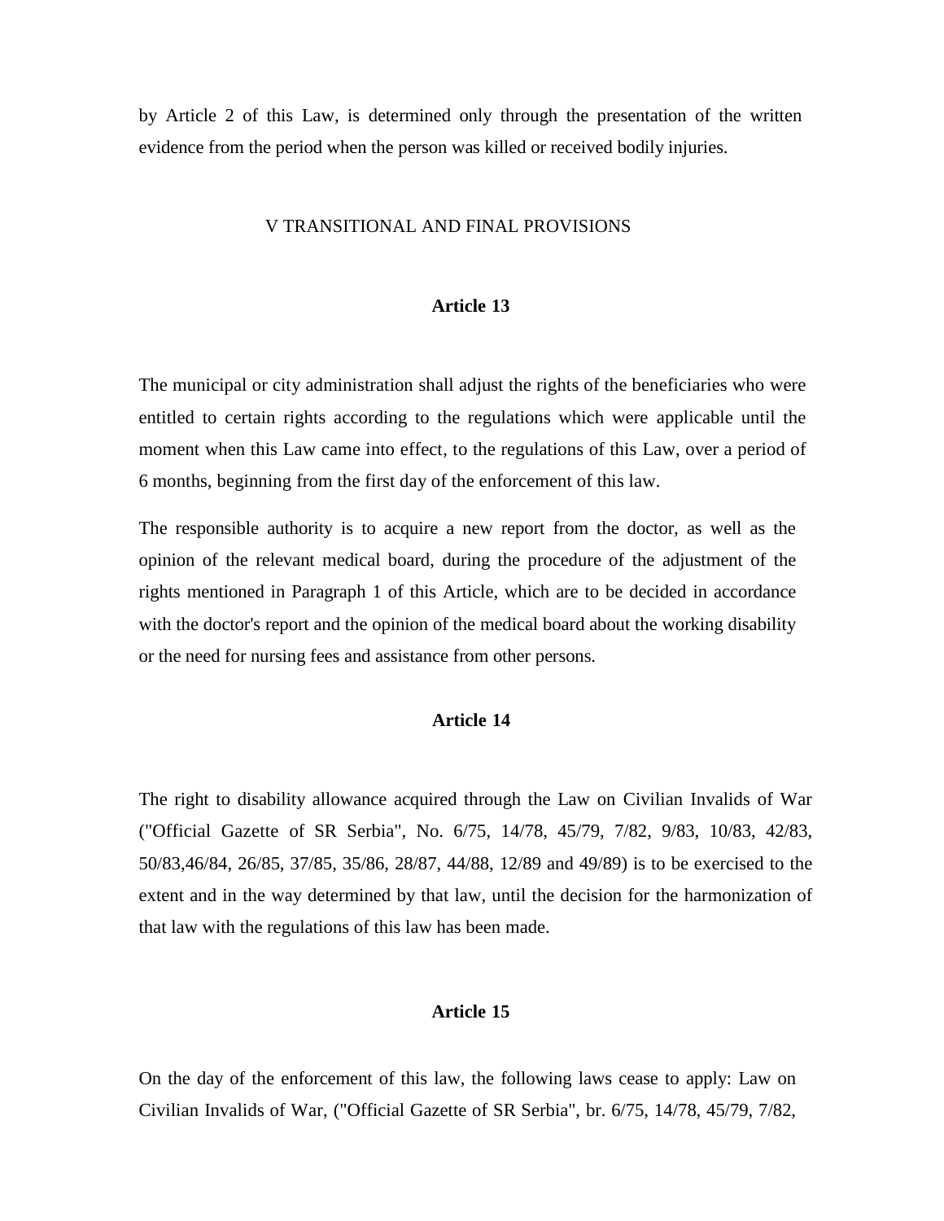by Article 2 of this Law, is determined only through the presentation of the written evidence from the period when the person was killed or received bodily injuries.

## V TRANSITIONAL AND FINAL PROVISIONS

### Article 13

The municipal or city administration shall adjust the rights of the beneficiaries who were entitled to certain rights according to the regulations which were applicable until the moment when this Law came into effect, to the regulations of this Law, over a period of 6 months, beginning from the first day of the enforcement of this law.

The responsible authority is to acquire a new report from the doctor, as well as the opinion of the relevant medical board, during the procedure of the adjustment of the rights mentioned in Paragraph 1 of this Article, which are to be decided in accordance with the doctor's report and the opinion of the medical board about the working disability or the need for nursing fees and assistance from other persons.

### Article 14

The right to disability allowance acquired through the Law on Civilian Invalids of War ("Official Gazette of SR Serbia", No. 6/75, 14/78, 45/79, 7/82, 9/83, 10/83, 42/83, 50/83,46/84, 26/85, 37/85, 35/86, 28/87, 44/88, 12/89 and 49/89) is to be exercised to the extent and in the way determined by that law, until the decision for the harmonization of that law with the regulations of this law has been made.

### Article 15

On the day of the enforcement of this law, the following laws cease to apply: Law on Civilian Invalids of War, ("Official Gazette of SR Serbia", br. 6/75, 14/78, 45/79, 7/82,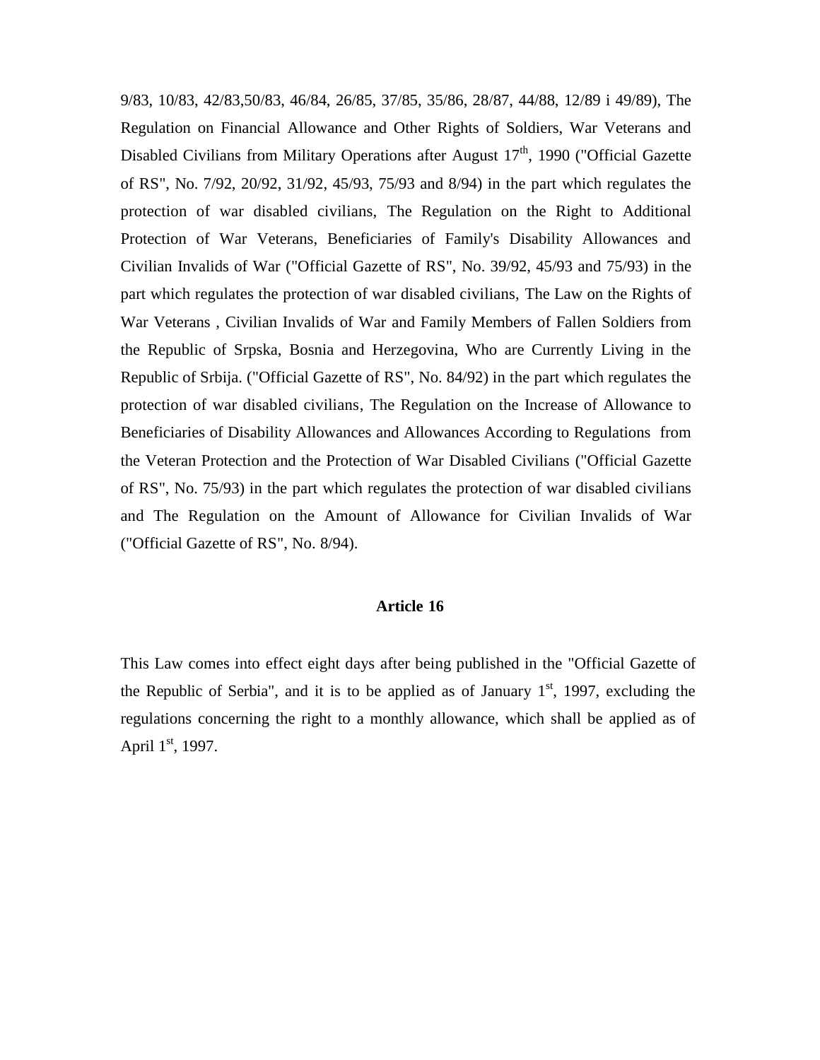9/83, 10/83, 42/83,50/83, 46/84, 26/85, 37/85, 35/86, 28/87, 44/88, 12/89 i 49/89), The Regulation on Financial Allowance and Other Rights of Soldiers, War Veterans and Disabled Civilians from Military Operations after August 17th, 1990 ("Official Gazette of RS", No. 7/92, 20/92, 31/92, 45/93, 75/93 and 8/94) in the part which regulates the protection of war disabled civilians, The Regulation on the Right to Additional Protection of War Veterans, Beneficiaries of Family's Disability Allowances and Civilian Invalids of War ("Official Gazette of RS", No. 39/92, 45/93 and 75/93) in the part which regulates the protection of war disabled civilians, The Law on the Rights of War Veterans , Civilian Invalids of War and Family Members of Fallen Soldiers from the Republic of Srpska, Bosnia and Herzegovina, Who are Currently Living in the Republic of Srbija. ("Official Gazette of RS", No. 84/92) in the part which regulates the protection of war disabled civilians, The Regulation on the Increase of Allowance to Beneficiaries of Disability Allowances and Allowances According to Regulations from the Veteran Protection and the Protection of War Disabled Civilians ("Official Gazette of RS", No. 75/93) in the part which regulates the protection of war disabled civilians and The Regulation on the Amount of Allowance for Civilian Invalids of War ("Official Gazette of RS", No. 8/94).

**Article 16**

This Law comes into effect eight days after being published in the "Official Gazette of the Republic of Serbia", and it is to be applied as of January 1st, 1997, excluding the regulations concerning the right to a monthly allowance, which shall be applied as of April 1st, 1997.